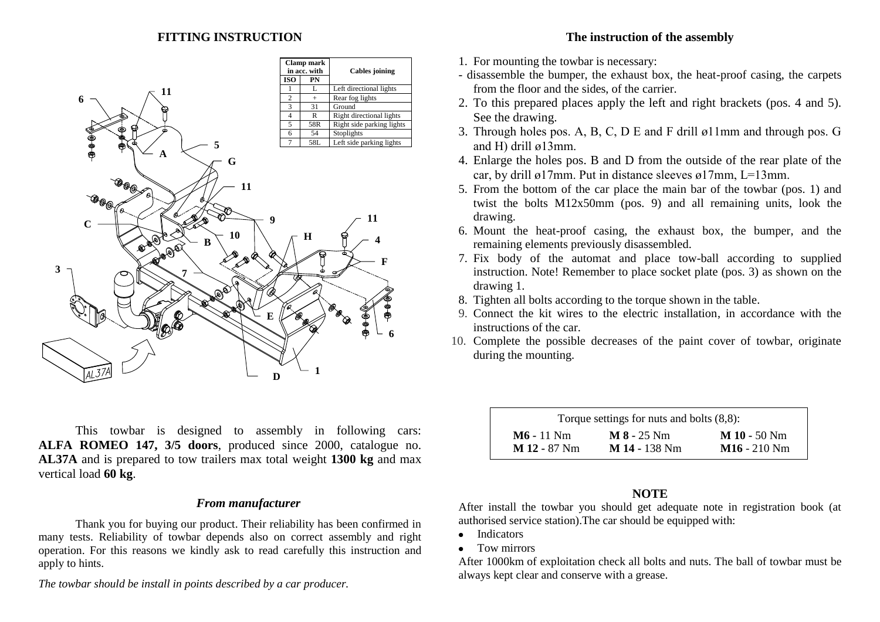# FITTING INSTRUCTION

| Clamp mark in acc. with | | Cables joining |
|---|---|---|
| ISO | PN | |
| 1 | L | Left directional lights |
| 2 | + | Rear fog lights |
| 3 | 31 | Ground |
| 4 | R | Right directional lights |
| 5 | 58R | Right side parking lights |
| 6 | 54 | Stoplights |
| 7 | 58L | Left side parking lights |

This towbar is designed to assembly in following cars: **ALFA ROMEO 147, 3/5 doors**, produced since 2000, catalogue no. **AL37A** and is prepared to tow trailers max total weight **1300 kg** and max vertical load **60 kg**.

### *From manufacturer*

Thank you for buying our product. Their reliability has been confirmed in many tests. Reliability of towbar depends also on correct assembly and right operation. For this reasons we kindly ask to read carefully this instruction and apply to hints.

*The towbar should be install in points described by a car producer.*

# The instruction of the assembly

1. For mounting the towbar is necessary:
   - disassemble the bumper, the exhaust box, the heat-proof casing, the carpets from the floor and the sides, of the carrier.
2. To this prepared places apply the left and right brackets (pos. 4 and 5). See the drawing.
3. Through holes pos. A, B, C, D E and F drill ø11mm and through pos. G and H) drill ø13mm.
4. Enlarge the holes pos. B and D from the outside of the rear plate of the car, by drill ø17mm. Put in distance sleeves ø17mm, L=13mm.
5. From the bottom of the car place the main bar of the towbar (pos. 1) and twist the bolts M12x50mm (pos. 9) and all remaining units, look the drawing.
6. Mount the heat-proof casing, the exhaust box, the bumper, and the remaining elements previously disassembled.
7. Fix body of the automat and place tow-ball according to supplied instruction. Note! Remember to place socket plate (pos. 3) as shown on the drawing 1.
8. Tighten all bolts according to the torque shown in the table.
9. Connect the kit wires to the electric installation, in accordance with the instructions of the car.
10. Complete the possible decreases of the paint cover of towbar, originate during the mounting.

| Torque settings for nuts and bolts (8,8): | | |
|---|---|---|
| **M6 -** 11 Nm | **M 8 -** 25 Nm | **M 10 -** 50 Nm |
| **M 12 -** 87 Nm | **M 14 -** 138 Nm | **M16 -** 210 Nm |

## NOTE

After install the towbar you should get adequate note in registration book (at authorised service station).The car should be equipped with:

- Indicators
- Tow mirrors

After 1000km of exploitation check all bolts and nuts. The ball of towbar must be always kept clear and conserve with a grease.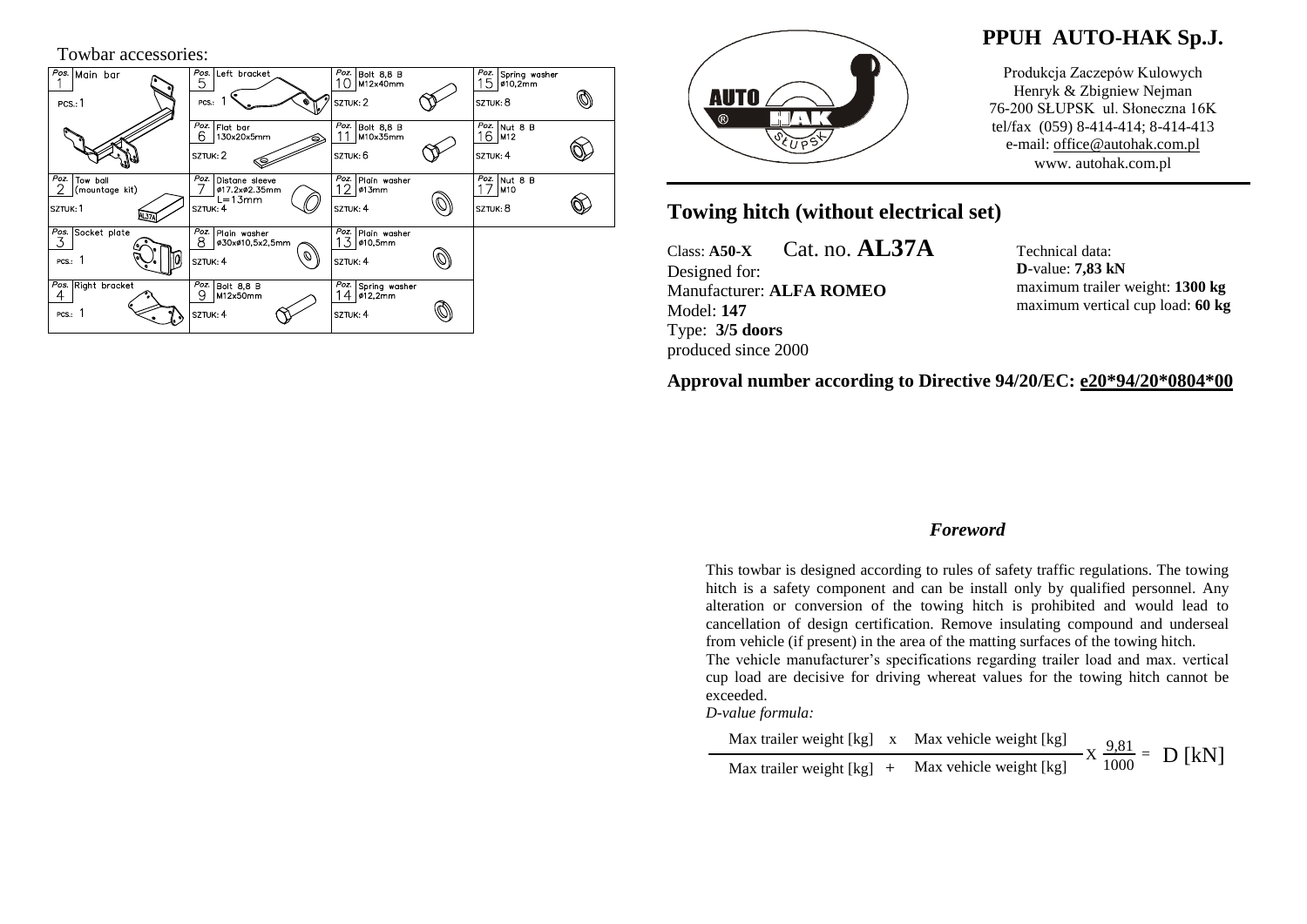Towbar accessories:

| | | | |
|---|---|---|---|
| Pos. 1 Main bar PCS.: 1 | Pos. 5 Left bracket PCS.: 1 | Poz. 10 Bolt 8,8 B M12x40mm SZTUK: 2 | Poz. 15 Spring washer ø10,2mm SZTUK: 8 |
| | Poz. 6 Flat bar 130x20x5mm SZTUK: 2 | Poz. 11 Bolt 8,8 B M10x35mm SZTUK: 6 | Poz. 16 Nut 8 B M12 SZTUK: 4 |
| Poz. 2 Tow ball (mountage kit) SZTUK: 1 | Poz. 7 Distane sleeve ø17.2xø2.35mm L=13mm SZTUK: 4 | Poz. 12 Plain washer ø13mm SZTUK: 4 | Poz. 17 Nut 8 B M10 SZTUK: 8 |
| Pos. 3 Socket plate PCS.: 1 | Poz. 8 Plain washer ø30xø10,5x2,5mm SZTUK: 4 | Poz. 13 Plain washer ø10,5mm SZTUK: 4 | |
| Pos. 4 Right bracket PCS.: 1 | Poz. 9 Bolt 8,8 B M12x50mm SZTUK: 4 | Poz. 14 Spring washer ø12,2mm SZTUK: 4 | |

# PPUH AUTO-HAK Sp.J.

Produkcja Zaczepów Kulowych
Henryk & Zbigniew Nejman
76-200 SŁUPSK ul. Słoneczna 16K
tel/fax (059) 8-414-414; 8-414-413
e-mail: office@autohak.com.pl
www. autohak.com.pl

## Towing hitch (without electrical set)

Class: **A50-X** Cat. no. **AL37A**
Designed for:
Manufacturer: **ALFA ROMEO**
Model: **147**
Type: **3/5 doors**
produced since 2000

Technical data:
**D**-value: **7,83 kN**
maximum trailer weight: **1300 kg**
maximum vertical cup load: **60 kg**

**Approval number according to Directive 94/20/EC: e20*94/20*0804*00**

### *Foreword*

This towbar is designed according to rules of safety traffic regulations. The towing hitch is a safety component and can be install only by qualified personnel. Any alteration or conversion of the towing hitch is prohibited and would lead to cancellation of design certification. Remove insulating compound and underseal from vehicle (if present) in the area of the matting surfaces of the towing hitch.
The vehicle manufacturer's specifications regarding trailer load and max. vertical cup load are decisive for driving whereat values for the towing hitch cannot be exceeded.

*D-value formula:*

$$\frac{\text{Max trailer weight [kg]} \times \text{Max vehicle weight [kg]}}{\text{Max trailer weight [kg]} + \text{Max vehicle weight [kg]}} \times \frac{9,81}{1000} = D\ [kN]$$